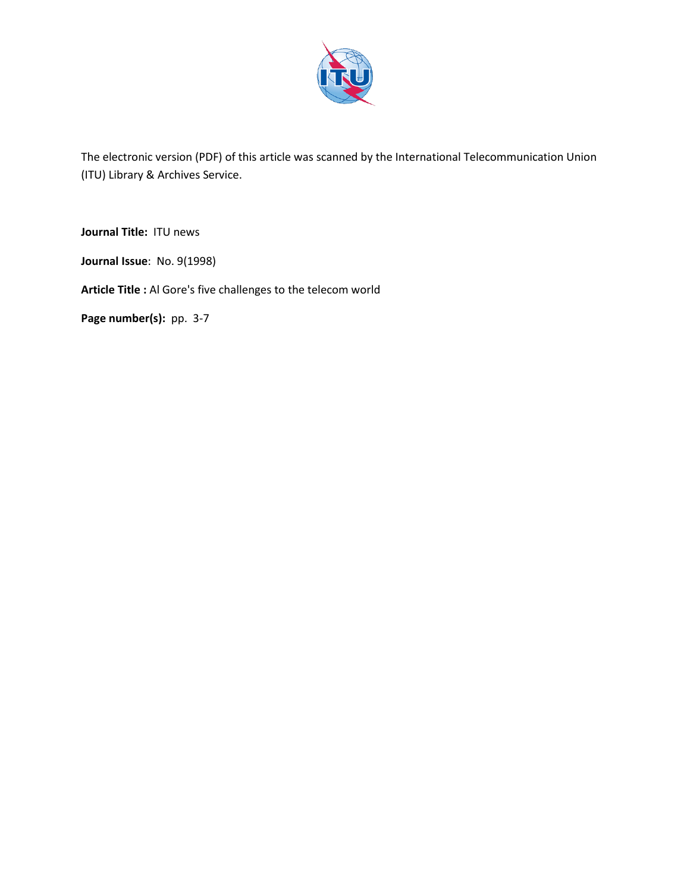The electronic version (PDF) of this article was scanned by the International Telecommunication Union (ITU) Library & Archives Service.

**Journal Title:** ITU news

**Journal Issue**: No. 9(1998)

**Article Title :** Al Gore's five challenges to the telecom world

**Page number(s):** pp. 3-7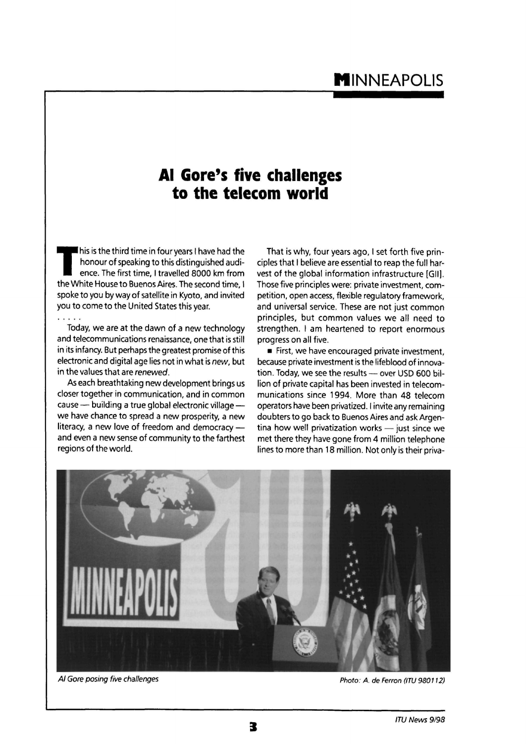# Al Gore's five challenges to the telecom world

This is the third time in four years I have had the honour of speaking to this distinguished audience. The first time, I travelled 8000 km from the White House to Buenos Aires. The second time, I spoke to you by way of satellite in Kyoto, and invited you to come to the United States this year.

. . . . .

Today, we are at the dawn of a new technology and telecommunications renaissance, one that is still in its infancy. But perhaps the greatest promise of this electronic and digital age lies not in what is *new*, but in the values that are *renewed*.

As each breathtaking new development brings us closer together in communication, and in common cause — building a true global electronic village — we have chance to spread a new prosperity, a new literacy, a new love of freedom and democracy — and even a new sense of community to the farthest regions of the world.

That is why, four years ago, I set forth five principles that I believe are essential to reap the full harvest of the global information infrastructure [GII]. Those five principles were: private investment, competition, open access, flexible regulatory framework, and universal service. These are not just common principles, but common values we all need to strengthen. I am heartened to report enormous progress on all five.

- First, we have encouraged private investment, because private investment is the lifeblood of innovation. Today, we see the results — over USD 600 billion of private capital has been invested in telecommunications since 1994. More than 48 telecom operators have been privatized. I invite any remaining doubters to go back to Buenos Aires and ask Argentina how well privatization works — just since we met there they have gone from 4 million telephone lines to more than 18 million. Not only is their priva-

*Al Gore posing five challenges*

*Photo: A. de Ferron (ITU 980112)*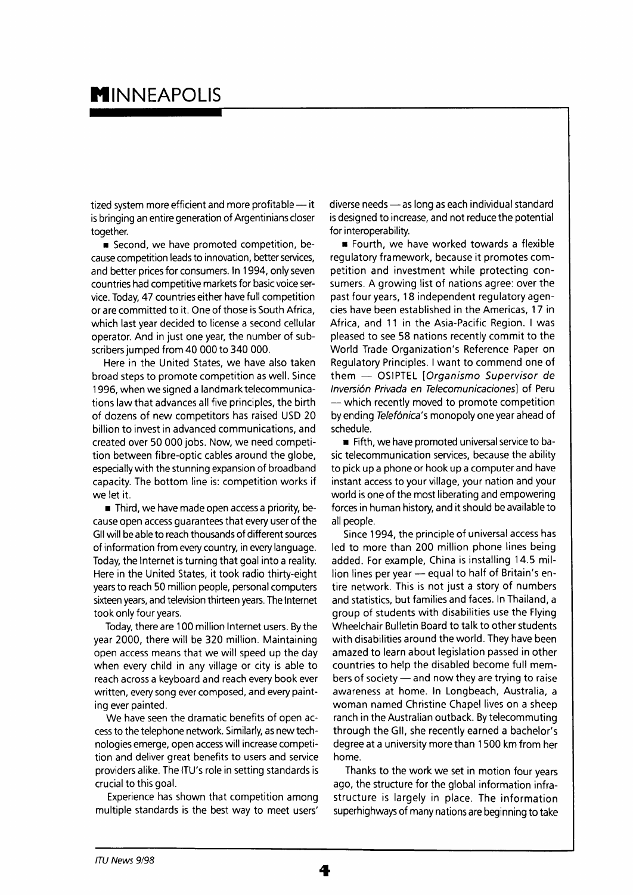tized system more efficient and more profitable — it is bringing an entire generation of Argentinians closer together.

■ Second, we have promoted competition, because competition leads to innovation, better services, and better prices for consumers. In 1994, only seven countries had competitive markets for basic voice service. Today, 47 countries either have full competition or are committed to it. One of those is South Africa, which last year decided to license a second cellular operator. And in just one year, the number of subscribers jumped from 40 000 to 340 000.

Here in the United States, we have also taken broad steps to promote competition as well. Since 1996, when we signed a landmark telecommunications law that advances all five principles, the birth of dozens of new competitors has raised USD 20 billion to invest in advanced communications, and created over 50 000 jobs. Now, we need competition between fibre-optic cables around the globe, especially with the stunning expansion of broadband capacity. The bottom line is: competition works if we let it.

■ Third, we have made open access a priority, because open access guarantees that every user of the GII will be able to reach thousands of different sources of information from every country, in every language. Today, the Internet is turning that goal into a reality. Here in the United States, it took radio thirty-eight years to reach 50 million people, personal computers sixteen years, and television thirteen years. The Internet took only four years.

Today, there are 100 million Internet users. By the year 2000, there will be 320 million. Maintaining open access means that we will speed up the day when every child in any village or city is able to reach across a keyboard and reach every book ever written, every song ever composed, and every painting ever painted.

We have seen the dramatic benefits of open access to the telephone network. Similarly, as new technologies emerge, open access will increase competition and deliver great benefits to users and service providers alike. The ITU's role in setting standards is crucial to this goal.

Experience has shown that competition among multiple standards is the best way to meet users' diverse needs — as long as each individual standard is designed to increase, and not reduce the potential for interoperability.

■ Fourth, we have worked towards a flexible regulatory framework, because it promotes competition and investment while protecting consumers. A growing list of nations agree: over the past four years, 18 independent regulatory agencies have been established in the Americas, 17 in Africa, and 11 in the Asia-Pacific Region. I was pleased to see 58 nations recently commit to the World Trade Organization's Reference Paper on Regulatory Principles. I want to commend one of them — OSIPTEL [*Organismo Supervisor de Inversión Privada en Telecomunicaciones*] of Peru — which recently moved to promote competition by ending *Telefónica*'s monopoly one year ahead of schedule.

■ Fifth, we have promoted universal service to basic telecommunication services, because the ability to pick up a phone or hook up a computer and have instant access to your village, your nation and your world is one of the most liberating and empowering forces in human history, and it should be available to all people.

Since 1994, the principle of universal access has led to more than 200 million phone lines being added. For example, China is installing 14.5 million lines per year — equal to half of Britain's entire network. This is not just a story of numbers and statistics, but families and faces. In Thailand, a group of students with disabilities use the Flying Wheelchair Bulletin Board to talk to other students with disabilities around the world. They have been amazed to learn about legislation passed in other countries to help the disabled become full members of society — and now they are trying to raise awareness at home. In Longbeach, Australia, a woman named Christine Chapel lives on a sheep ranch in the Australian outback. By telecommuting through the GII, she recently earned a bachelor's degree at a university more than 1500 km from her home.

Thanks to the work we set in motion four years ago, the structure for the global information infrastructure is largely in place. The information superhighways of many nations are beginning to take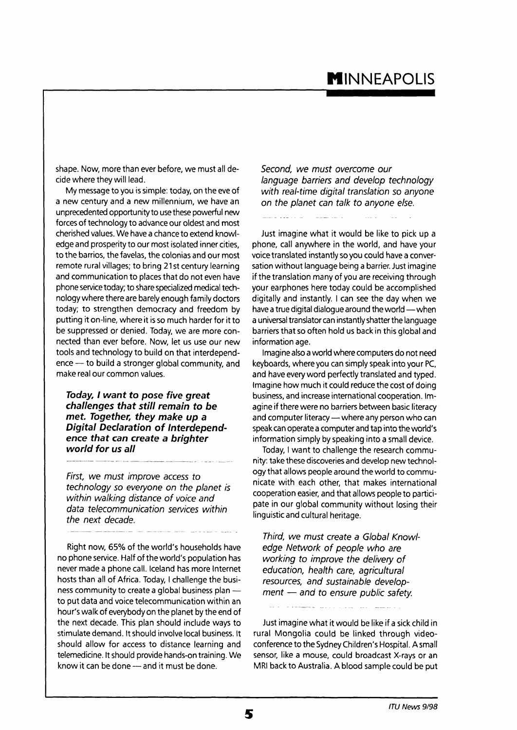shape. Now, more than ever before, we must all decide where they will lead.

My message to you is simple: today, on the eve of a new century and a new millennium, we have an unprecedented opportunity to use these powerful new forces of technology to advance our oldest and most cherished values. We have a chance to extend knowledge and prosperity to our most isolated inner cities, to the barrios, the favelas, the colonias and our most remote rural villages; to bring 21st century learning and communication to places that do not even have phone service today; to share specialized medical technology where there are barely enough family doctors today; to strengthen democracy and freedom by putting it on-line, where it is so much harder for it to be suppressed or denied. Today, we are more connected than ever before. Now, let us use our new tools and technology to build on that interdependence — to build a stronger global community, and make real our common values.

***Today, I want to pose five great challenges that still remain to be met. Together, they make up a Digital Declaration of Interdependence that can create a brighter world for us all***

*First, we must improve access to technology so everyone on the planet is within walking distance of voice and data telecommunication services within the next decade.*

Right now, 65% of the world's households have no phone service. Half of the world's population has never made a phone call. Iceland has more Internet hosts than all of Africa. Today, I challenge the business community to create a global business plan — to put data and voice telecommunication within an hour's walk of everybody on the planet by the end of the next decade. This plan should include ways to stimulate demand. It should involve local business. It should allow for access to distance learning and telemedicine. It should provide hands-on training. We know it can be done — and it must be done.

*Second, we must overcome our language barriers and develop technology with real-time digital translation so anyone on the planet can talk to anyone else.*

Just imagine what it would be like to pick up a phone, call anywhere in the world, and have your voice translated instantly so you could have a conversation without language being a barrier. Just imagine if the translation many of you are receiving through your earphones here today could be accomplished digitally and instantly. I can see the day when we have a true digital dialogue around the world — when a universal translator can instantly shatter the language barriers that so often hold us back in this global and information age.

Imagine also a world where computers do not need keyboards, where you can simply speak into your PC, and have every word perfectly translated and typed. Imagine how much it could reduce the cost of doing business, and increase international cooperation. Imagine if there were no barriers between basic literacy and computer literacy — where any person who can speak can operate a computer and tap into the world's information simply by speaking into a small device.

Today, I want to challenge the research community: take these discoveries and develop new technology that allows people around the world to communicate with each other, that makes international cooperation easier, and that allows people to participate in our global community without losing their linguistic and cultural heritage.

*Third, we must create a Global Knowledge Network of people who are working to improve the delivery of education, health care, agricultural resources, and sustainable development — and to ensure public safety.*

Just imagine what it would be like if a sick child in rural Mongolia could be linked through videoconference to the Sydney Children's Hospital. A small sensor, like a mouse, could broadcast X-rays or an MRI back to Australia. A blood sample could be put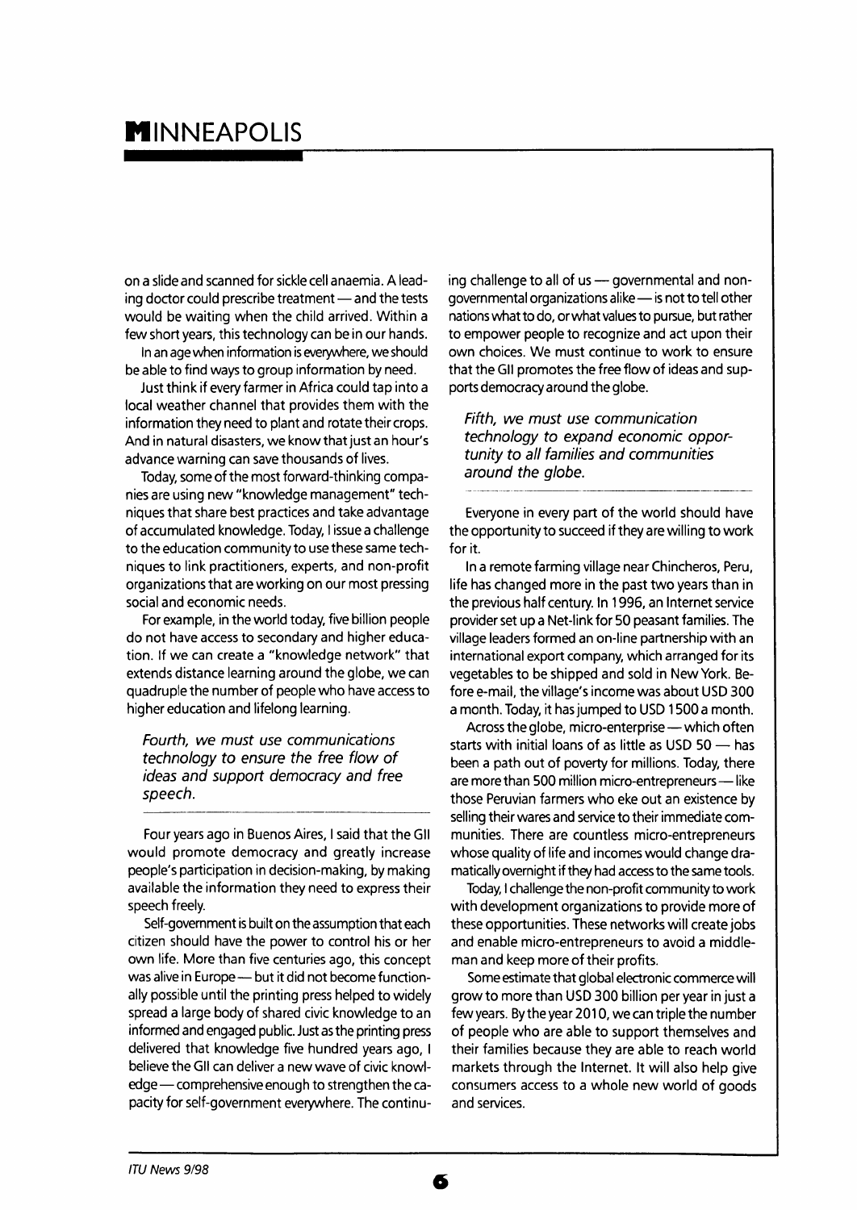on a slide and scanned for sickle cell anaemia. A leading doctor could prescribe treatment — and the tests would be waiting when the child arrived. Within a few short years, this technology can be in our hands.

In an age when information is everywhere, we should be able to find ways to group information by need.

Just think if every farmer in Africa could tap into a local weather channel that provides them with the information they need to plant and rotate their crops. And in natural disasters, we know that just an hour's advance warning can save thousands of lives.

Today, some of the most forward-thinking companies are using new "knowledge management" techniques that share best practices and take advantage of accumulated knowledge. Today, I issue a challenge to the education community to use these same techniques to link practitioners, experts, and non-profit organizations that are working on our most pressing social and economic needs.

For example, in the world today, five billion people do not have access to secondary and higher education. If we can create a "knowledge network" that extends distance learning around the globe, we can quadruple the number of people who have access to higher education and lifelong learning.

*Fourth, we must use communications technology to ensure the free flow of ideas and support democracy and free speech.*

Four years ago in Buenos Aires, I said that the GII would promote democracy and greatly increase people's participation in decision-making, by making available the information they need to express their speech freely.

Self-government is built on the assumption that each citizen should have the power to control his or her own life. More than five centuries ago, this concept was alive in Europe — but it did not become functionally possible until the printing press helped to widely spread a large body of shared civic knowledge to an informed and engaged public. Just as the printing press delivered that knowledge five hundred years ago, I believe the GII can deliver a new wave of civic knowledge — comprehensive enough to strengthen the capacity for self-government everywhere. The continuing challenge to all of us — governmental and non-governmental organizations alike — is not to tell other nations what to do, or what values to pursue, but rather to empower people to recognize and act upon their own choices. We must continue to work to ensure that the GII promotes the free flow of ideas and supports democracy around the globe.

*Fifth, we must use communication technology to expand economic opportunity to all families and communities around the globe.*

Everyone in every part of the world should have the opportunity to succeed if they are willing to work for it.

In a remote farming village near Chincheros, Peru, life has changed more in the past two years than in the previous half century. In 1996, an Internet service provider set up a Net-link for 50 peasant families. The village leaders formed an on-line partnership with an international export company, which arranged for its vegetables to be shipped and sold in New York. Before e-mail, the village's income was about USD 300 a month. Today, it has jumped to USD 1500 a month.

Across the globe, micro-enterprise — which often starts with initial loans of as little as USD 50 — has been a path out of poverty for millions. Today, there are more than 500 million micro-entrepreneurs — like those Peruvian farmers who eke out an existence by selling their wares and service to their immediate communities. There are countless micro-entrepreneurs whose quality of life and incomes would change dramatically overnight if they had access to the same tools.

Today, I challenge the non-profit community to work with development organizations to provide more of these opportunities. These networks will create jobs and enable micro-entrepreneurs to avoid a middleman and keep more of their profits.

Some estimate that global electronic commerce will grow to more than USD 300 billion per year in just a few years. By the year 2010, we can triple the number of people who are able to support themselves and their families because they are able to reach world markets through the Internet. It will also help give consumers access to a whole new world of goods and services.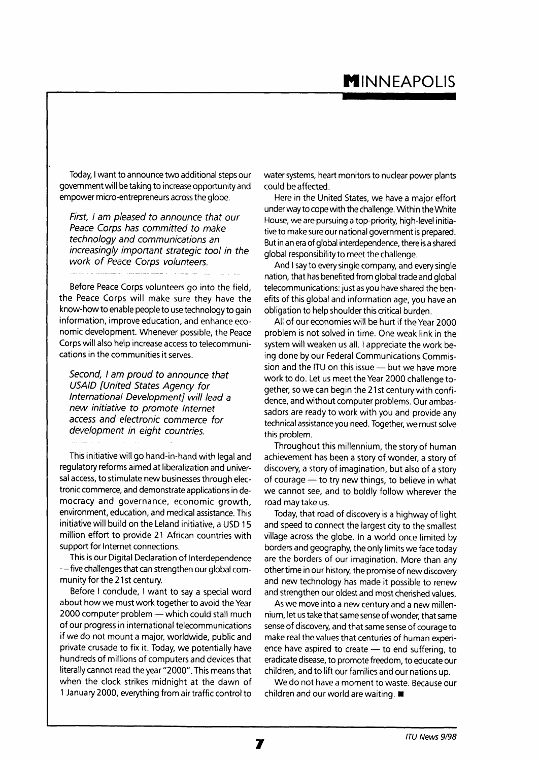Today, I want to announce two additional steps our government will be taking to increase opportunity and empower micro-entrepreneurs across the globe.

*First, I am pleased to announce that our Peace Corps has committed to make technology and communications an increasingly important strategic tool in the work of Peace Corps volunteers.*

Before Peace Corps volunteers go into the field, the Peace Corps will make sure they have the know-how to enable people to use technology to gain information, improve education, and enhance economic development. Whenever possible, the Peace Corps will also help increase access to telecommunications in the communities it serves.

*Second, I am proud to announce that USAID [United States Agency for International Development] will lead a new initiative to promote Internet access and electronic commerce for development in eight countries.*

This initiative will go hand-in-hand with legal and regulatory reforms aimed at liberalization and universal access, to stimulate new businesses through electronic commerce, and demonstrate applications in democracy and governance, economic growth, environment, education, and medical assistance. This initiative will build on the Leland initiative, a USD 15 million effort to provide 21 African countries with support for Internet connections.

This is our Digital Declaration of Interdependence — five challenges that can strengthen our global community for the 21st century.

Before I conclude, I want to say a special word about how we must work together to avoid the Year 2000 computer problem — which could stall much of our progress in international telecommunications if we do not mount a major, worldwide, public and private crusade to fix it. Today, we potentially have hundreds of millions of computers and devices that literally cannot read the year "2000". This means that when the clock strikes midnight at the dawn of 1 January 2000, everything from air traffic control to water systems, heart monitors to nuclear power plants could be affected.

Here in the United States, we have a major effort under way to cope with the challenge. Within the White House, we are pursuing a top-priority, high-level initiative to make sure our national government is prepared. But in an era of global interdependence, there is a shared global responsibility to meet the challenge.

And I say to every single company, and every single nation, that has benefited from global trade and global telecommunications: just as you have shared the benefits of this global and information age, you have an obligation to help shoulder this critical burden.

All of our economies will be hurt if the Year 2000 problem is not solved in time. One weak link in the system will weaken us all. I appreciate the work being done by our Federal Communications Commission and the ITU on this issue — but we have more work to do. Let us meet the Year 2000 challenge together, so we can begin the 21st century with confidence, and without computer problems. Our ambassadors are ready to work with you and provide any technical assistance you need. Together, we must solve this problem.

Throughout this millennium, the story of human achievement has been a story of wonder, a story of discovery, a story of imagination, but also of a story of courage — to try new things, to believe in what we cannot see, and to boldly follow wherever the road may take us.

Today, that road of discovery is a highway of light and speed to connect the largest city to the smallest village across the globe. In a world once limited by borders and geography, the only limits we face today are the borders of our imagination. More than any other time in our history, the promise of new discovery and new technology has made it possible to renew and strengthen our oldest and most cherished values.

As we move into a new century and a new millennium, let us take that same sense of wonder, that same sense of discovery, and that same sense of courage to make real the values that centuries of human experience have aspired to create — to end suffering, to eradicate disease, to promote freedom, to educate our children, and to lift our families and our nations up.

We do not have a moment to waste. Because our children and our world are waiting. ■